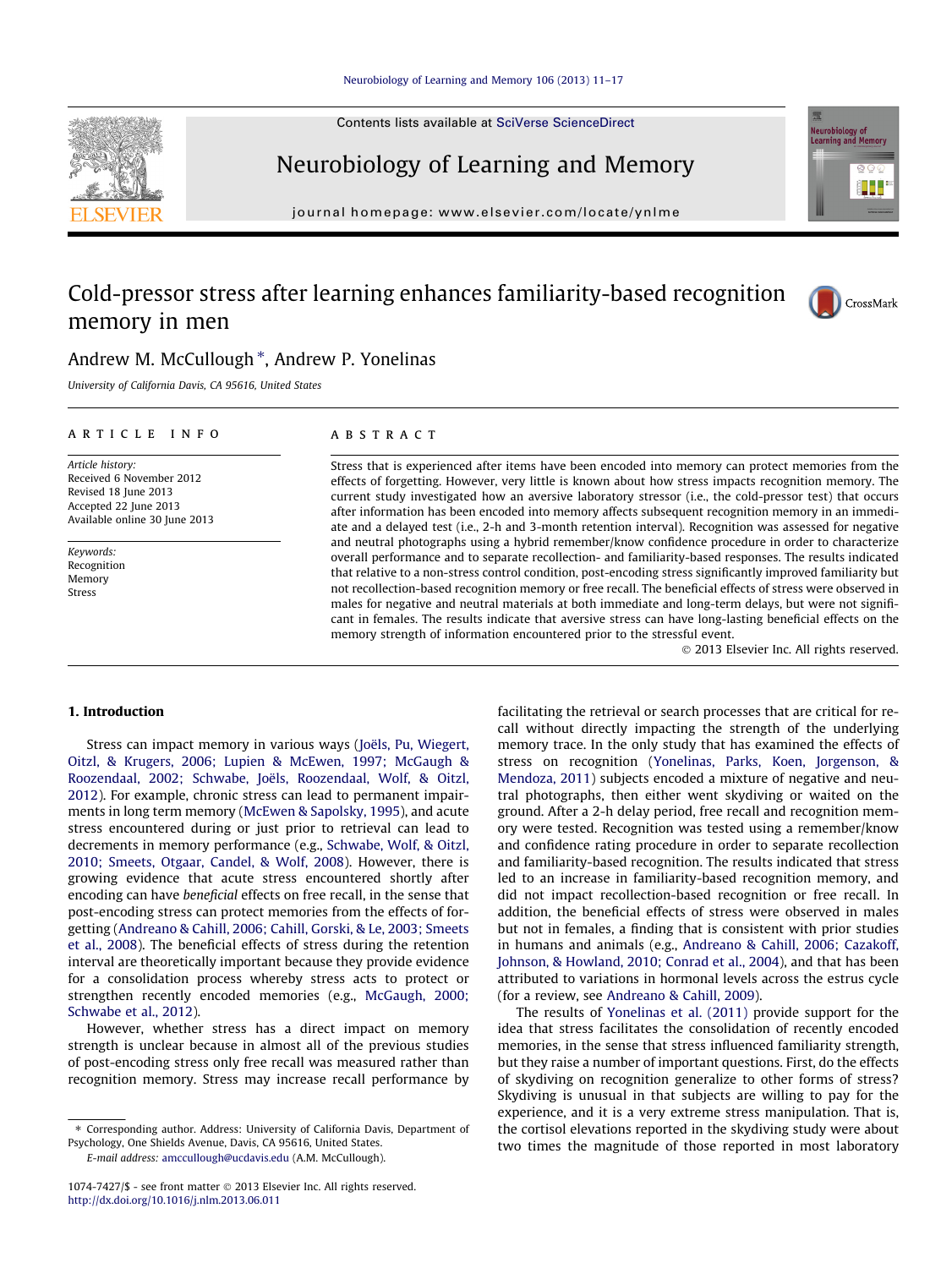# Cold-pressor stress after learning enhances familiarity-based recognition memory in men

Andrew M. McCullough *, Andrew P. Yonelinas

University of California Davis, CA 95616, United States

## Article info

*Article history:*
Received 6 November 2012
Revised 18 June 2013
Accepted 22 June 2013
Available online 30 June 2013

*Keywords:*
Recognition
Memory
Stress

## Abstract

Stress that is experienced after items have been encoded into memory can protect memories from the effects of forgetting. However, very little is known about how stress impacts recognition memory. The current study investigated how an aversive laboratory stressor (i.e., the cold-pressor test) that occurs after information has been encoded into memory affects subsequent recognition memory in an immediate and a delayed test (i.e., 2-h and 3-month retention interval). Recognition was assessed for negative and neutral photographs using a hybrid remember/know confidence procedure in order to characterize overall performance and to separate recollection- and familiarity-based responses. The results indicated that relative to a non-stress control condition, post-encoding stress significantly improved familiarity but not recollection-based recognition memory or free recall. The beneficial effects of stress were observed in males for negative and neutral materials at both immediate and long-term delays, but were not significant in females. The results indicate that aversive stress can have long-lasting beneficial effects on the memory strength of information encountered prior to the stressful event.

© 2013 Elsevier Inc. All rights reserved.

## 1. Introduction

Stress can impact memory in various ways (Joëls, Pu, Wiegert, Oitzl, & Krugers, 2006; Lupien & McEwen, 1997; McGaugh & Roozendaal, 2002; Schwabe, Joëls, Roozendaal, Wolf, & Oitzl, 2012). For example, chronic stress can lead to permanent impairments in long term memory (McEwen & Sapolsky, 1995), and acute stress encountered during or just prior to retrieval can lead to decrements in memory performance (e.g., Schwabe, Wolf, & Oitzl, 2010; Smeets, Otgaar, Candel, & Wolf, 2008). However, there is growing evidence that acute stress encountered shortly after encoding can have *beneficial* effects on free recall, in the sense that post-encoding stress can protect memories from the effects of forgetting (Andreano & Cahill, 2006; Cahill, Gorski, & Le, 2003; Smeets et al., 2008). The beneficial effects of stress during the retention interval are theoretically important because they provide evidence for a consolidation process whereby stress acts to protect or strengthen recently encoded memories (e.g., McGaugh, 2000; Schwabe et al., 2012).

However, whether stress has a direct impact on memory strength is unclear because in almost all of the previous studies of post-encoding stress only free recall was measured rather than recognition memory. Stress may increase recall performance by facilitating the retrieval or search processes that are critical for recall without directly impacting the strength of the underlying memory trace. In the only study that has examined the effects of stress on recognition (Yonelinas, Parks, Koen, Jorgenson, & Mendoza, 2011) subjects encoded a mixture of negative and neutral photographs, then either went skydiving or waited on the ground. After a 2-h delay period, free recall and recognition memory were tested. Recognition was tested using a remember/know and confidence rating procedure in order to separate recollection and familiarity-based recognition. The results indicated that stress led to an increase in familiarity-based recognition memory, and did not impact recollection-based recognition or free recall. In addition, the beneficial effects of stress were observed in males but not in females, a finding that is consistent with prior studies in humans and animals (e.g., Andreano & Cahill, 2006; Cazakoff, Johnson, & Howland, 2010; Conrad et al., 2004), and that has been attributed to variations in hormonal levels across the estrus cycle (for a review, see Andreano & Cahill, 2009).

The results of Yonelinas et al. (2011) provide support for the idea that stress facilitates the consolidation of recently encoded memories, in the sense that stress influenced familiarity strength, but they raise a number of important questions. First, do the effects of skydiving on recognition generalize to other forms of stress? Skydiving is unusual in that subjects are willing to pay for the experience, and it is a very extreme stress manipulation. That is, the cortisol elevations reported in the skydiving study were about two times the magnitude of those reported in most laboratory

---

* Corresponding author. Address: University of California Davis, Department of Psychology, One Shields Avenue, Davis, CA 95616, United States.
E-mail address: amccullough@ucdavis.edu (A.M. McCullough).

1074-7427/$ - see front matter © 2013 Elsevier Inc. All rights reserved.
http://dx.doi.org/10.1016/j.nlm.2013.06.011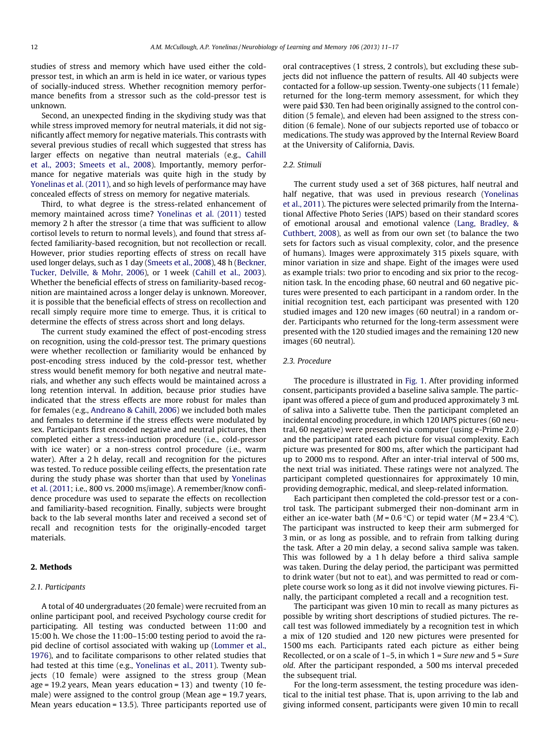studies of stress and memory which have used either the cold-pressor test, in which an arm is held in ice water, or various types of socially-induced stress. Whether recognition memory performance benefits from a stressor such as the cold-pressor test is unknown.

Second, an unexpected finding in the skydiving study was that while stress improved memory for neutral materials, it did not significantly affect memory for negative materials. This contrasts with several previous studies of recall which suggested that stress has larger effects on negative than neutral materials (e.g., Cahill et al., 2003; Smeets et al., 2008). Importantly, memory performance for negative materials was quite high in the study by Yonelinas et al. (2011), and so high levels of performance may have concealed effects of stress on memory for negative materials.

Third, to what degree is the stress-related enhancement of memory maintained across time? Yonelinas et al. (2011) tested memory 2 h after the stressor (a time that was sufficient to allow cortisol levels to return to normal levels), and found that stress affected familiarity-based recognition, but not recollection or recall. However, prior studies reporting effects of stress on recall have used longer delays, such as 1 day (Smeets et al., 2008), 48 h (Beckner, Tucker, Delville, & Mohr, 2006), or 1 week (Cahill et al., 2003). Whether the beneficial effects of stress on familiarity-based recognition are maintained across a longer delay is unknown. Moreover, it is possible that the beneficial effects of stress on recollection and recall simply require more time to emerge. Thus, it is critical to determine the effects of stress across short and long delays.

The current study examined the effect of post-encoding stress on recognition, using the cold-pressor test. The primary questions were whether recollection or familiarity would be enhanced by post-encoding stress induced by the cold-pressor test, whether stress would benefit memory for both negative and neutral materials, and whether any such effects would be maintained across a long retention interval. In addition, because prior studies have indicated that the stress effects are more robust for males than for females (e.g., Andreano & Cahill, 2006) we included both males and females to determine if the stress effects were modulated by sex. Participants first encoded negative and neutral pictures, then completed either a stress-induction procedure (i.e., cold-pressor with ice water) or a non-stress control procedure (i.e., warm water). After a 2 h delay, recall and recognition for the pictures was tested. To reduce possible ceiling effects, the presentation rate during the study phase was shorter than that used by Yonelinas et al. (2011; i.e., 800 vs. 2000 ms/image). A remember/know confidence procedure was used to separate the effects on recollection and familiarity-based recognition. Finally, subjects were brought back to the lab several months later and received a second set of recall and recognition tests for the originally-encoded target materials.

## 2. Methods

### 2.1. Participants

A total of 40 undergraduates (20 female) were recruited from an online participant pool, and received Psychology course credit for participating. All testing was conducted between 11:00 and 15:00 h. We chose the 11:00–15:00 testing period to avoid the rapid decline of cortisol associated with waking up (Lommer et al., 1976), and to facilitate comparisons to other related studies that had tested at this time (e.g., Yonelinas et al., 2011). Twenty subjects (10 female) were assigned to the stress group (Mean age = 19.2 years, Mean years education = 13) and twenty (10 female) were assigned to the control group (Mean age = 19.7 years, Mean years education = 13.5). Three participants reported use of oral contraceptives (1 stress, 2 controls), but excluding these subjects did not influence the pattern of results. All 40 subjects were contacted for a follow-up session. Twenty-one subjects (11 female) returned for the long-term memory assessment, for which they were paid $30. Ten had been originally assigned to the control condition (5 female), and eleven had been assigned to the stress condition (6 female). None of our subjects reported use of tobacco or medications. The study was approved by the Internal Review Board at the University of California, Davis.

### 2.2. Stimuli

The current study used a set of 368 pictures, half neutral and half negative, that was used in previous research (Yonelinas et al., 2011). The pictures were selected primarily from the International Affective Photo Series (IAPS) based on their standard scores of emotional arousal and emotional valence (Lang, Bradley, & Cuthbert, 2008), as well as from our own set (to balance the two sets for factors such as visual complexity, color, and the presence of humans). Images were approximately 315 pixels square, with minor variation in size and shape. Eight of the images were used as example trials: two prior to encoding and six prior to the recognition task. In the encoding phase, 60 neutral and 60 negative pictures were presented to each participant in a random order. In the initial recognition test, each participant was presented with 120 studied images and 120 new images (60 neutral) in a random order. Participants who returned for the long-term assessment were presented with the 120 studied images and the remaining 120 new images (60 neutral).

### 2.3. Procedure

The procedure is illustrated in Fig. 1. After providing informed consent, participants provided a baseline saliva sample. The participant was offered a piece of gum and produced approximately 3 mL of saliva into a Salivette tube. Then the participant completed an incidental encoding procedure, in which 120 IAPS pictures (60 neutral, 60 negative) were presented via computer (using e-Prime 2.0) and the participant rated each picture for visual complexity. Each picture was presented for 800 ms, after which the participant had up to 2000 ms to respond. After an inter-trial interval of 500 ms, the next trial was initiated. These ratings were not analyzed. The participant completed questionnaires for approximately 10 min, providing demographic, medical, and sleep-related information.

Each participant then completed the cold-pressor test or a control task. The participant submerged their non-dominant arm in either an ice-water bath ($M = 0.6$ °C) or tepid water ($M = 23.4$ °C). The participant was instructed to keep their arm submerged for 3 min, or as long as possible, and to refrain from talking during the task. After a 20 min delay, a second saliva sample was taken. This was followed by a 1 h delay before a third saliva sample was taken. During the delay period, the participant was permitted to drink water (but not to eat), and was permitted to read or complete course work so long as it did not involve viewing pictures. Finally, the participant completed a recall and a recognition test.

The participant was given 10 min to recall as many pictures as possible by writing short descriptions of studied pictures. The recall test was followed immediately by a recognition test in which a mix of 120 studied and 120 new pictures were presented for 1500 ms each. Participants rated each picture as either being Recollected, or on a scale of 1–5, in which 1 = *Sure new* and 5 = *Sure old*. After the participant responded, a 500 ms interval preceded the subsequent trial.

For the long-term assessment, the testing procedure was identical to the initial test phase. That is, upon arriving to the lab and giving informed consent, participants were given 10 min to recall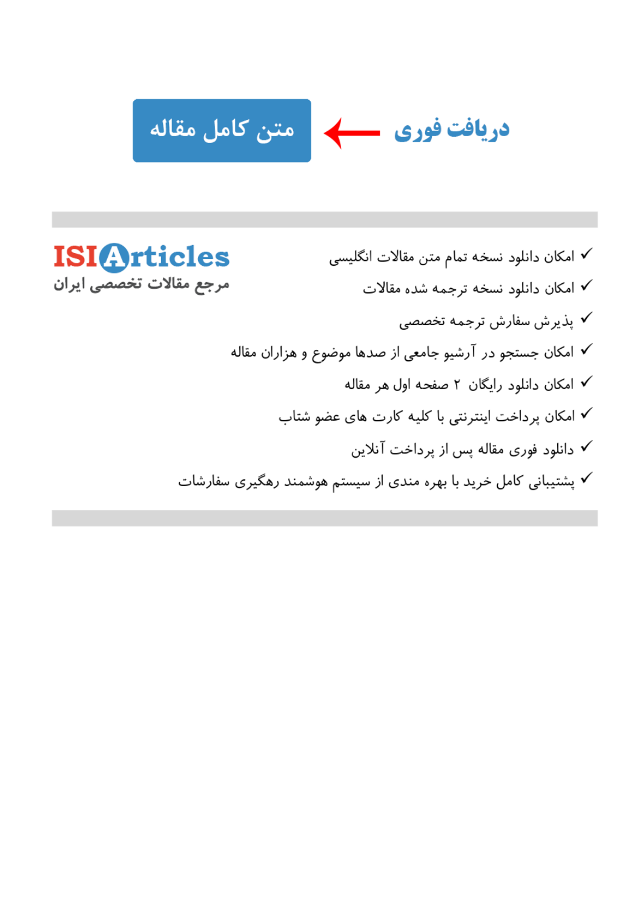دریافت فوری ← **متن کامل مقاله**

**ISIArticles**
مرجع مقالات تخصصی ایران

- ✓ امکان دانلود نسخه تمام متن مقالات انگلیسی
- ✓ امکان دانلود نسخه ترجمه شده مقالات
- ✓ پذیرش سفارش ترجمه تخصصی
- ✓ امکان جستجو در آرشیو جامعی از صدها موضوع و هزاران مقاله
- ✓ امکان دانلود رایگان ۲ صفحه اول هر مقاله
- ✓ امکان پرداخت اینترنتی با کلیه کارت های عضو شتاب
- ✓ دانلود فوری مقاله پس از پرداخت آنلاین
- ✓ پشتیبانی کامل خرید با بهره مندی از سیستم هوشمند رهگیری سفارشات